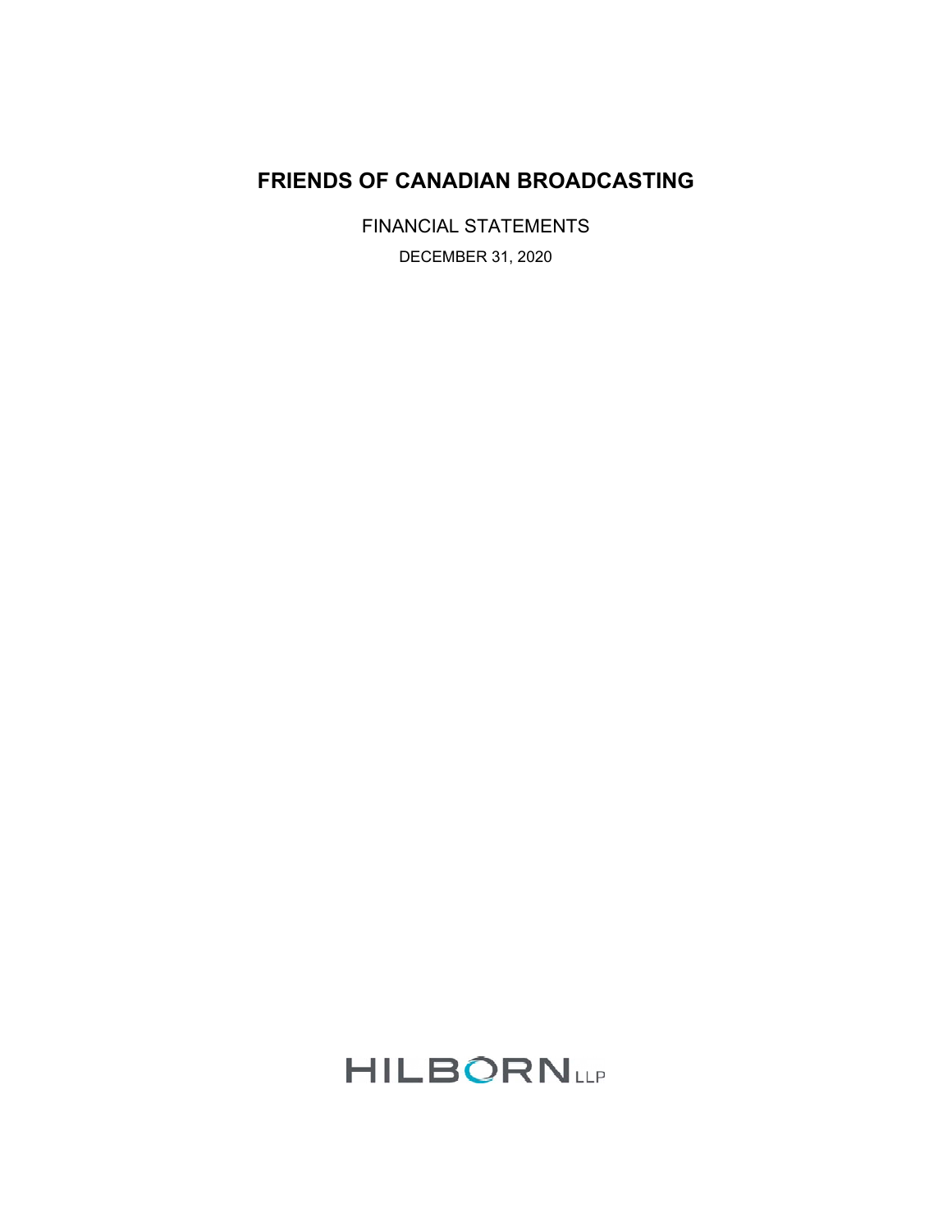# FRIENDS OF CANADIAN BROADCASTING

FINANCIAL STATEMENTS

DECEMBER 31, 2020

HILBORN LLP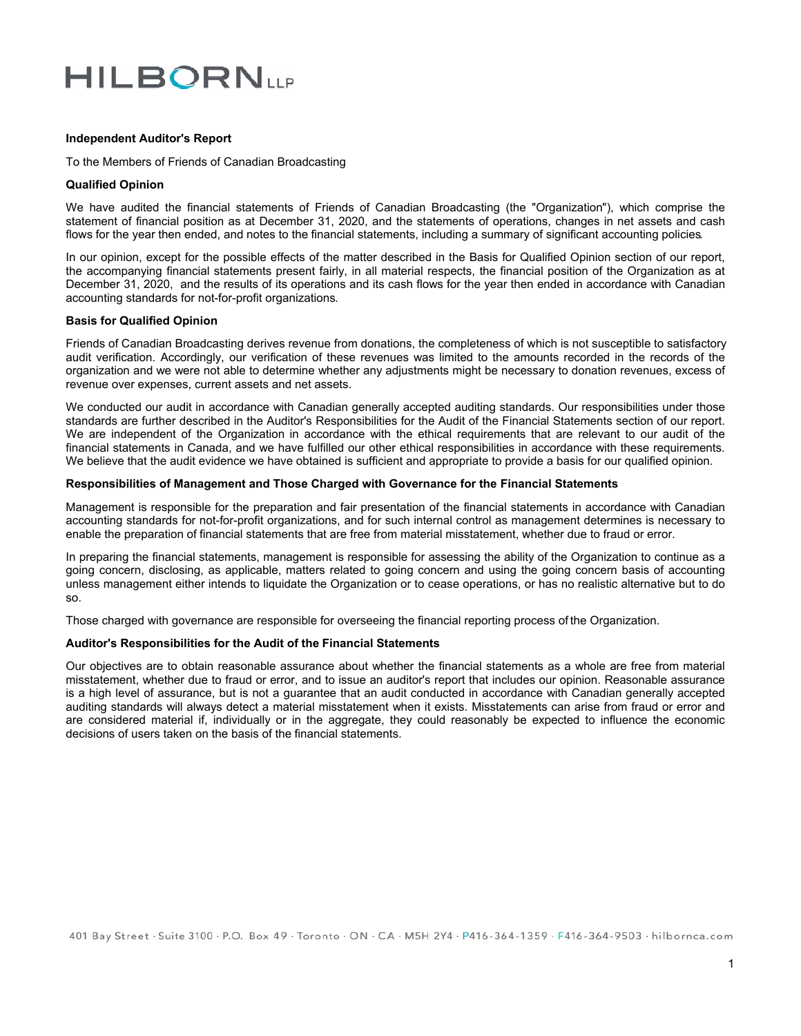HILBORN LLP

**Independent Auditor's Report**

To the Members of Friends of Canadian Broadcasting

**Qualified Opinion**

We have audited the financial statements of Friends of Canadian Broadcasting (the "Organization"), which comprise the statement of financial position as at December 31, 2020, and the statements of operations, changes in net assets and cash flows for the year then ended, and notes to the financial statements, including a summary of significant accounting policies.

In our opinion, except for the possible effects of the matter described in the Basis for Qualified Opinion section of our report, the accompanying financial statements present fairly, in all material respects, the financial position of the Organization as at December 31, 2020, and the results of its operations and its cash flows for the year then ended in accordance with Canadian accounting standards for not-for-profit organizations.

**Basis for Qualified Opinion**

Friends of Canadian Broadcasting derives revenue from donations, the completeness of which is not susceptible to satisfactory audit verification. Accordingly, our verification of these revenues was limited to the amounts recorded in the records of the organization and we were not able to determine whether any adjustments might be necessary to donation revenues, excess of revenue over expenses, current assets and net assets.

We conducted our audit in accordance with Canadian generally accepted auditing standards. Our responsibilities under those standards are further described in the Auditor's Responsibilities for the Audit of the Financial Statements section of our report. We are independent of the Organization in accordance with the ethical requirements that are relevant to our audit of the financial statements in Canada, and we have fulfilled our other ethical responsibilities in accordance with these requirements. We believe that the audit evidence we have obtained is sufficient and appropriate to provide a basis for our qualified opinion.

**Responsibilities of Management and Those Charged with Governance for the Financial Statements**

Management is responsible for the preparation and fair presentation of the financial statements in accordance with Canadian accounting standards for not-for-profit organizations, and for such internal control as management determines is necessary to enable the preparation of financial statements that are free from material misstatement, whether due to fraud or error.

In preparing the financial statements, management is responsible for assessing the ability of the Organization to continue as a going concern, disclosing, as applicable, matters related to going concern and using the going concern basis of accounting unless management either intends to liquidate the Organization or to cease operations, or has no realistic alternative but to do so.

Those charged with governance are responsible for overseeing the financial reporting process of the Organization.

**Auditor's Responsibilities for the Audit of the Financial Statements**

Our objectives are to obtain reasonable assurance about whether the financial statements as a whole are free from material misstatement, whether due to fraud or error, and to issue an auditor's report that includes our opinion. Reasonable assurance is a high level of assurance, but is not a guarantee that an audit conducted in accordance with Canadian generally accepted auditing standards will always detect a material misstatement when it exists. Misstatements can arise from fraud or error and are considered material if, individually or in the aggregate, they could reasonably be expected to influence the economic decisions of users taken on the basis of the financial statements.

401 Bay Street · Suite 3100 · P.O. Box 49 · Toronto · ON · CA · M5H 2Y4 · P416-364-1359 · F416-364-9503 · hilbornca.com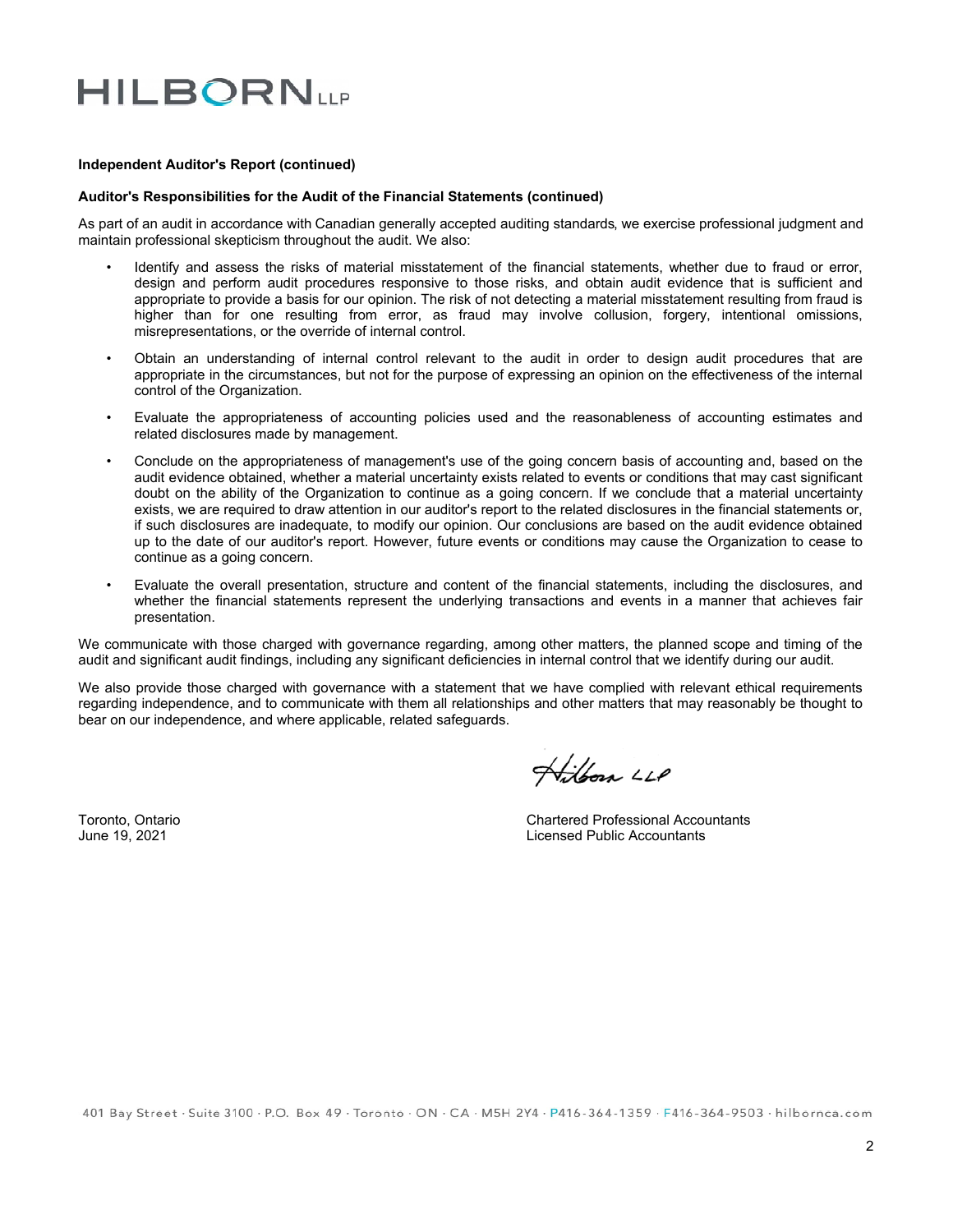**Independent Auditor's Report (continued)**

**Auditor's Responsibilities for the Audit of the Financial Statements (continued)**

As part of an audit in accordance with Canadian generally accepted auditing standards, we exercise professional judgment and maintain professional skepticism throughout the audit. We also:

- Identify and assess the risks of material misstatement of the financial statements, whether due to fraud or error, design and perform audit procedures responsive to those risks, and obtain audit evidence that is sufficient and appropriate to provide a basis for our opinion. The risk of not detecting a material misstatement resulting from fraud is higher than for one resulting from error, as fraud may involve collusion, forgery, intentional omissions, misrepresentations, or the override of internal control.

- Obtain an understanding of internal control relevant to the audit in order to design audit procedures that are appropriate in the circumstances, but not for the purpose of expressing an opinion on the effectiveness of the internal control of the Organization.

- Evaluate the appropriateness of accounting policies used and the reasonableness of accounting estimates and related disclosures made by management.

- Conclude on the appropriateness of management's use of the going concern basis of accounting and, based on the audit evidence obtained, whether a material uncertainty exists related to events or conditions that may cast significant doubt on the ability of the Organization to continue as a going concern. If we conclude that a material uncertainty exists, we are required to draw attention in our auditor's report to the related disclosures in the financial statements or, if such disclosures are inadequate, to modify our opinion. Our conclusions are based on the audit evidence obtained up to the date of our auditor's report. However, future events or conditions may cause the Organization to cease to continue as a going concern.

- Evaluate the overall presentation, structure and content of the financial statements, including the disclosures, and whether the financial statements represent the underlying transactions and events in a manner that achieves fair presentation.

We communicate with those charged with governance regarding, among other matters, the planned scope and timing of the audit and significant audit findings, including any significant deficiencies in internal control that we identify during our audit.

We also provide those charged with governance with a statement that we have complied with relevant ethical requirements regarding independence, and to communicate with them all relationships and other matters that may reasonably be thought to bear on our independence, and where applicable, related safeguards.

Hilborn LLP

Toronto, Ontario
June 19, 2021

Chartered Professional Accountants
Licensed Public Accountants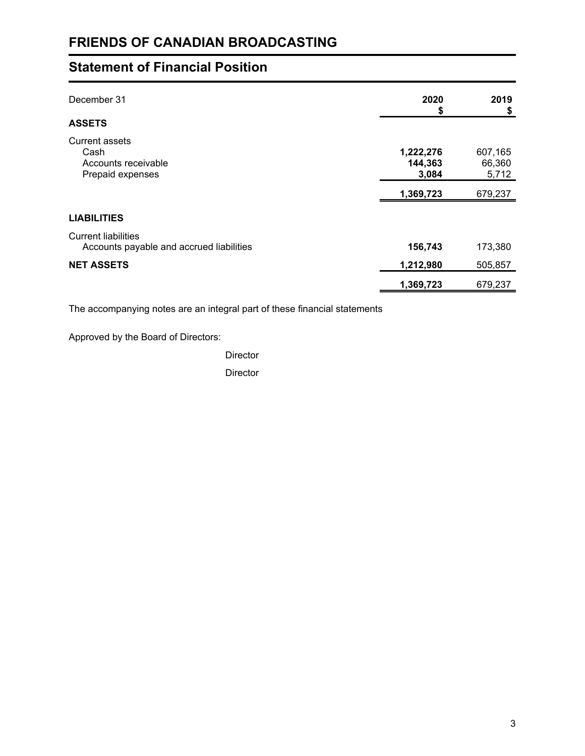# FRIENDS OF CANADIAN BROADCASTING

## Statement of Financial Position

| December 31 | 2020<br>$ | 2019<br>$ |
|---|---|---|
| **ASSETS** | | |
| Current assets | | |
| Cash | **1,222,276** | 607,165 |
| Accounts receivable | **144,363** | 66,360 |
| Prepaid expenses | **3,084** | 5,712 |
| | **1,369,723** | 679,237 |
| **LIABILITIES** | | |
| Current liabilities | | |
| Accounts payable and accrued liabilities | **156,743** | 173,380 |
| **NET ASSETS** | **1,212,980** | 505,857 |
| | **1,369,723** | 679,237 |

The accompanying notes are an integral part of these financial statements

Approved by the Board of Directors:

Director

Director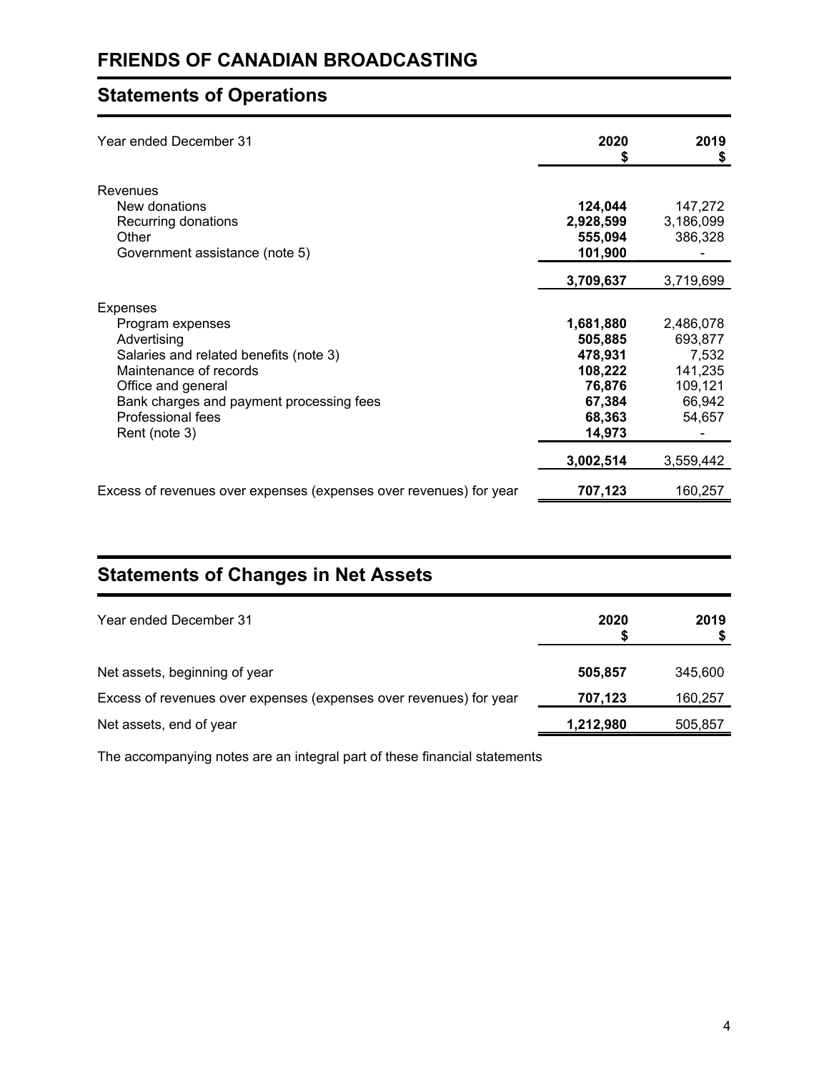# FRIENDS OF CANADIAN BROADCASTING

## Statements of Operations

| Year ended December 31 | 2020<br>$ | 2019<br>$ |
|---|---|---|
| Revenues | | |
| New donations | **124,044** | 147,272 |
| Recurring donations | **2,928,599** | 3,186,099 |
| Other | **555,094** | 386,328 |
| Government assistance (note 5) | **101,900** | - |
| | **3,709,637** | 3,719,699 |
| Expenses | | |
| Program expenses | **1,681,880** | 2,486,078 |
| Advertising | **505,885** | 693,877 |
| Salaries and related benefits (note 3) | **478,931** | 7,532 |
| Maintenance of records | **108,222** | 141,235 |
| Office and general | **76,876** | 109,121 |
| Bank charges and payment processing fees | **67,384** | 66,942 |
| Professional fees | **68,363** | 54,657 |
| Rent (note 3) | **14,973** | - |
| | **3,002,514** | 3,559,442 |
| Excess of revenues over expenses (expenses over revenues) for year | **707,123** | 160,257 |

## Statements of Changes in Net Assets

| Year ended December 31 | 2020<br>$ | 2019<br>$ |
|---|---|---|
| Net assets, beginning of year | **505,857** | 345,600 |
| Excess of revenues over expenses (expenses over revenues) for year | **707,123** | 160,257 |
| Net assets, end of year | **1,212,980** | 505,857 |

The accompanying notes are an integral part of these financial statements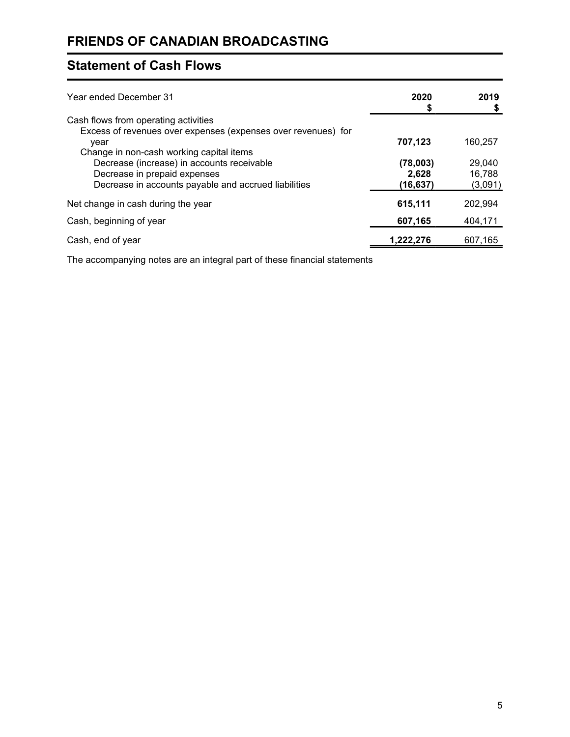# FRIENDS OF CANADIAN BROADCASTING

## Statement of Cash Flows

| Year ended December 31 | 2020<br>$ | 2019<br>$ |
|---|---|---|
| Cash flows from operating activities | | |
| Excess of revenues over expenses (expenses over revenues) for year | **707,123** | 160,257 |
| Change in non-cash working capital items | | |
| Decrease (increase) in accounts receivable | **(78,003)** | 29,040 |
| Decrease in prepaid expenses | **2,628** | 16,788 |
| Decrease in accounts payable and accrued liabilities | **(16,637)** | (3,091) |
| Net change in cash during the year | **615,111** | 202,994 |
| Cash, beginning of year | **607,165** | 404,171 |
| Cash, end of year | **1,222,276** | 607,165 |

The accompanying notes are an integral part of these financial statements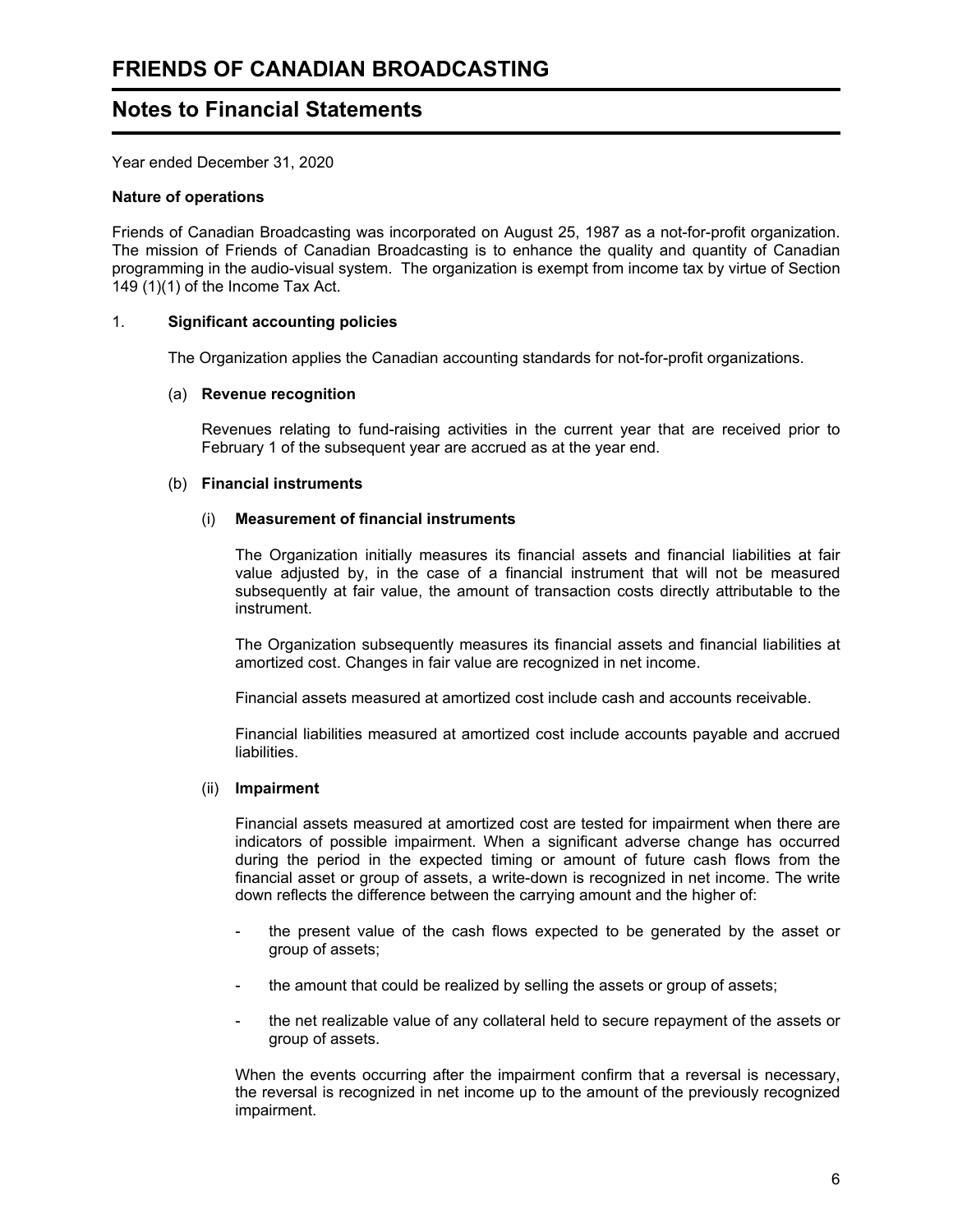# FRIENDS OF CANADIAN BROADCASTING

## Notes to Financial Statements

Year ended December 31, 2020

**Nature of operations**

Friends of Canadian Broadcasting was incorporated on August 25, 1987 as a not-for-profit organization. The mission of Friends of Canadian Broadcasting is to enhance the quality and quantity of Canadian programming in the audio-visual system. The organization is exempt from income tax by virtue of Section 149 (1)(1) of the Income Tax Act.

1. **Significant accounting policies**

The Organization applies the Canadian accounting standards for not-for-profit organizations.

(a) **Revenue recognition**

Revenues relating to fund-raising activities in the current year that are received prior to February 1 of the subsequent year are accrued as at the year end.

(b) **Financial instruments**

(i) **Measurement of financial instruments**

The Organization initially measures its financial assets and financial liabilities at fair value adjusted by, in the case of a financial instrument that will not be measured subsequently at fair value, the amount of transaction costs directly attributable to the instrument.

The Organization subsequently measures its financial assets and financial liabilities at amortized cost. Changes in fair value are recognized in net income.

Financial assets measured at amortized cost include cash and accounts receivable.

Financial liabilities measured at amortized cost include accounts payable and accrued liabilities.

(ii) **Impairment**

Financial assets measured at amortized cost are tested for impairment when there are indicators of possible impairment. When a significant adverse change has occurred during the period in the expected timing or amount of future cash flows from the financial asset or group of assets, a write-down is recognized in net income. The write down reflects the difference between the carrying amount and the higher of:

- the present value of the cash flows expected to be generated by the asset or group of assets;
- the amount that could be realized by selling the assets or group of assets;
- the net realizable value of any collateral held to secure repayment of the assets or group of assets.

When the events occurring after the impairment confirm that a reversal is necessary, the reversal is recognized in net income up to the amount of the previously recognized impairment.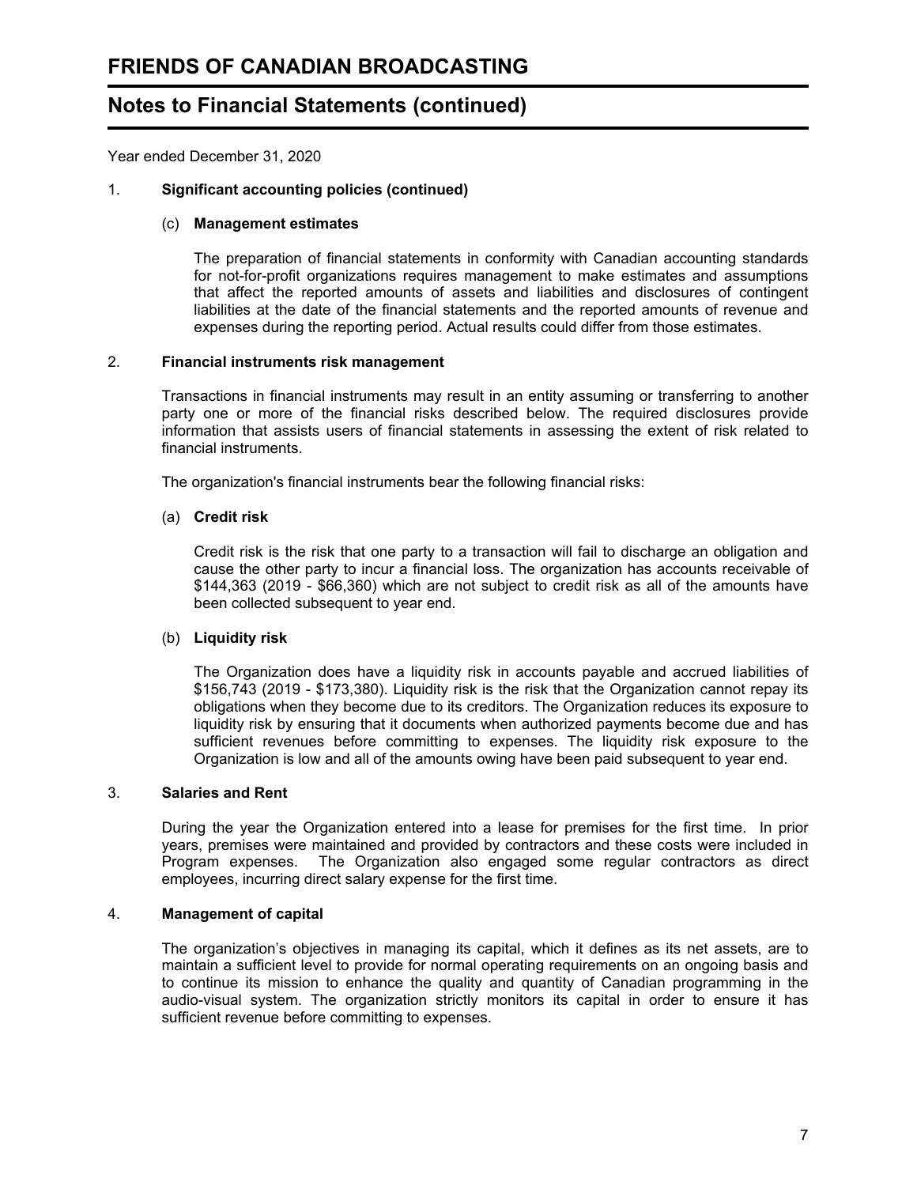# FRIENDS OF CANADIAN BROADCASTING

## Notes to Financial Statements (continued)

Year ended December 31, 2020

1. **Significant accounting policies (continued)**

   (c) **Management estimates**

   The preparation of financial statements in conformity with Canadian accounting standards for not-for-profit organizations requires management to make estimates and assumptions that affect the reported amounts of assets and liabilities and disclosures of contingent liabilities at the date of the financial statements and the reported amounts of revenue and expenses during the reporting period. Actual results could differ from those estimates.

2. **Financial instruments risk management**

   Transactions in financial instruments may result in an entity assuming or transferring to another party one or more of the financial risks described below. The required disclosures provide information that assists users of financial statements in assessing the extent of risk related to financial instruments.

   The organization's financial instruments bear the following financial risks:

   (a) **Credit risk**

   Credit risk is the risk that one party to a transaction will fail to discharge an obligation and cause the other party to incur a financial loss. The organization has accounts receivable of $144,363 (2019 - $66,360) which are not subject to credit risk as all of the amounts have been collected subsequent to year end.

   (b) **Liquidity risk**

   The Organization does have a liquidity risk in accounts payable and accrued liabilities of $156,743 (2019 - $173,380). Liquidity risk is the risk that the Organization cannot repay its obligations when they become due to its creditors. The Organization reduces its exposure to liquidity risk by ensuring that it documents when authorized payments become due and has sufficient revenues before committing to expenses. The liquidity risk exposure to the Organization is low and all of the amounts owing have been paid subsequent to year end.

3. **Salaries and Rent**

   During the year the Organization entered into a lease for premises for the first time. In prior years, premises were maintained and provided by contractors and these costs were included in Program expenses. The Organization also engaged some regular contractors as direct employees, incurring direct salary expense for the first time.

4. **Management of capital**

   The organization's objectives in managing its capital, which it defines as its net assets, are to maintain a sufficient level to provide for normal operating requirements on an ongoing basis and to continue its mission to enhance the quality and quantity of Canadian programming in the audio-visual system. The organization strictly monitors its capital in order to ensure it has sufficient revenue before committing to expenses.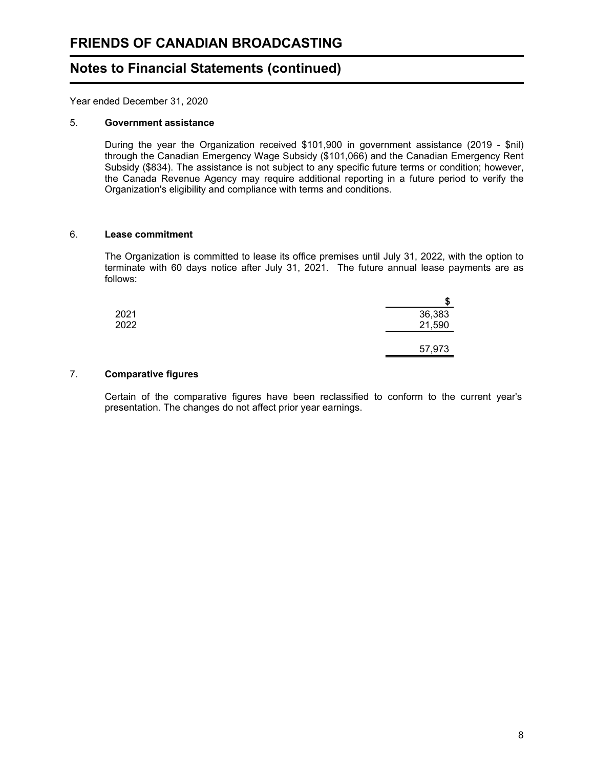# FRIENDS OF CANADIAN BROADCASTING

## Notes to Financial Statements (continued)

Year ended December 31, 2020

### 5. Government assistance

During the year the Organization received $101,900 in government assistance (2019 - $nil) through the Canadian Emergency Wage Subsidy ($101,066) and the Canadian Emergency Rent Subsidy ($834). The assistance is not subject to any specific future terms or condition; however, the Canada Revenue Agency may require additional reporting in a future period to verify the Organization's eligibility and compliance with terms and conditions.

### 6. Lease commitment

The Organization is committed to lease its office premises until July 31, 2022, with the option to terminate with 60 days notice after July 31, 2021. The future annual lease payments are as follows:

| | $ |
|---|---|
| 2021 | 36,383 |
| 2022 | 21,590 |
| | 57,973 |

### 7. Comparative figures

Certain of the comparative figures have been reclassified to conform to the current year's presentation. The changes do not affect prior year earnings.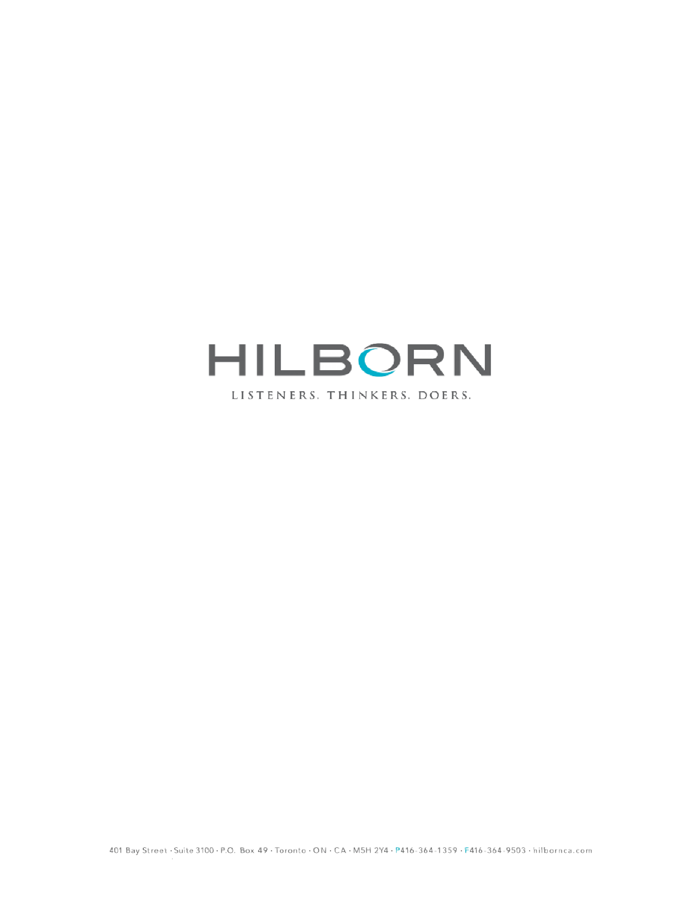HILBORN

LISTENERS. THINKERS. DOERS.

401 Bay Street · Suite 3100 · P.O. Box 49 · Toronto · ON · CA · M5H 2Y4 · P416-364-1359 · F416-364-9503 · hilbornca.com